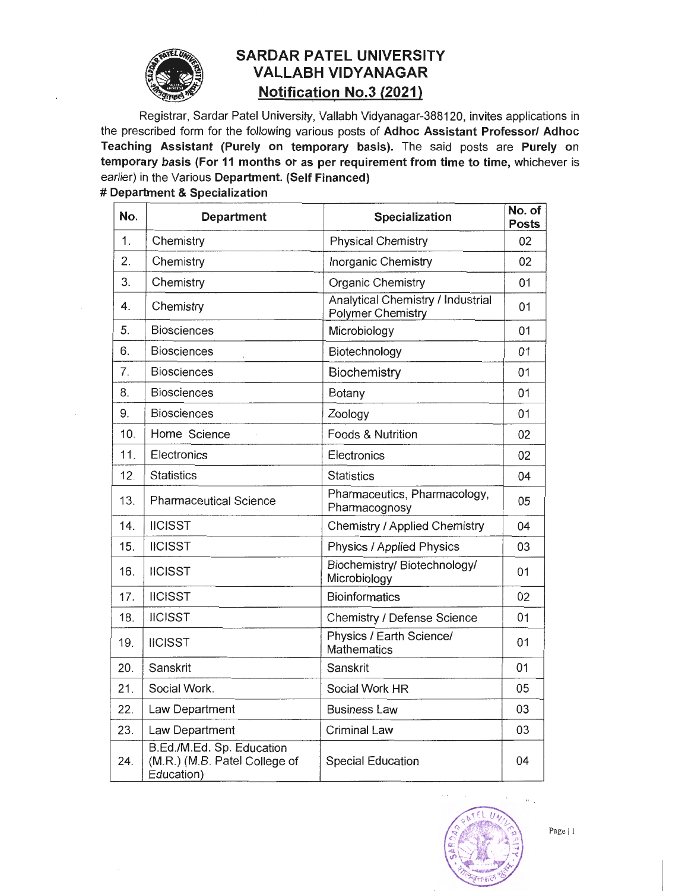# SARDAR PATEL UNIVERSITY
# VALLABH VIDYANAGAR
## Notification No.3 (2021)

Registrar, Sardar Patel University, Vallabh Vidyanagar-388120, invites applications in the prescribed form for the following various posts of **Adhoc Assistant Professor/ Adhoc Teaching Assistant (Purely on temporary basis).** The said posts are **Purely on temporary basis (For 11 months or as per requirement from time to time,** whichever is earlier) in the Various **Department. (Self Financed)**

**# Department & Specialization**

| No. | Department | Specialization | No. of Posts |
|---|---|---|---|
| 1. | Chemistry | Physical Chemistry | 02 |
| 2. | Chemistry | Inorganic Chemistry | 02 |
| 3. | Chemistry | Organic Chemistry | 01 |
| 4. | Chemistry | Analytical Chemistry / Industrial Polymer Chemistry | 01 |
| 5. | Biosciences | Microbiology | 01 |
| 6. | Biosciences | Biotechnology | 01 |
| 7. | Biosciences | Biochemistry | 01 |
| 8. | Biosciences | Botany | 01 |
| 9. | Biosciences | Zoology | 01 |
| 10. | Home Science | Foods & Nutrition | 02 |
| 11. | Electronics | Electronics | 02 |
| 12. | Statistics | Statistics | 04 |
| 13. | Pharmaceutical Science | Pharmaceutics, Pharmacology, Pharmacognosy | 05 |
| 14. | IICISST | Chemistry / Applied Chemistry | 04 |
| 15. | IICISST | Physics / Applied Physics | 03 |
| 16. | IICISST | Biochemistry/ Biotechnology/ Microbiology | 01 |
| 17. | IICISST | Bioinformatics | 02 |
| 18. | IICISST | Chemistry / Defense Science | 01 |
| 19. | IICISST | Physics / Earth Science/ Mathematics | 01 |
| 20. | Sanskrit | Sanskrit | 01 |
| 21. | Social Work. | Social Work HR | 05 |
| 22. | Law Department | Business Law | 03 |
| 23. | Law Department | Criminal Law | 03 |
| 24. | B.Ed./M.Ed. Sp. Education (M.R.) (M.B. Patel College of Education) | Special Education | 04 |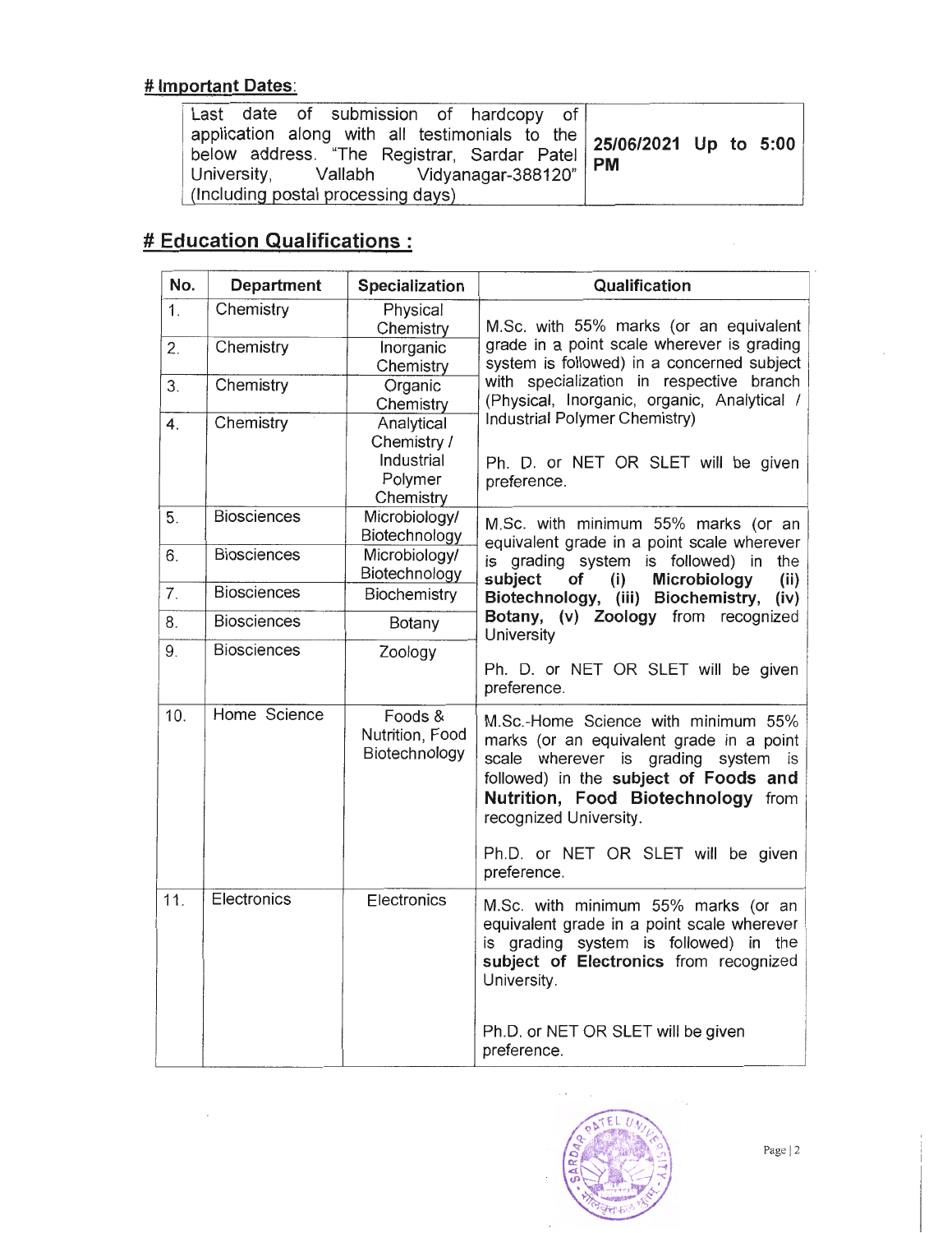# Important Dates:

| Last date of submission of hardcopy of application along with all testimonials to the below address. "The Registrar, Sardar Patel University, Vallabh Vidyanagar-388120" (Including postal processing days) | **25/06/2021 Up to 5:00 PM** |
|---|---|

# Education Qualifications :

| No. | Department | Specialization | Qualification |
|---|---|---|---|
| 1. | Chemistry | Physical Chemistry | M.Sc. with 55% marks (or an equivalent grade in a point scale wherever is grading system is followed) in a concerned subject with specialization in respective branch (Physical, Inorganic, organic, Analytical / Industrial Polymer Chemistry)<br><br>Ph. D. or NET OR SLET will be given preference. |
| 2. | Chemistry | Inorganic Chemistry | |
| 3. | Chemistry | Organic Chemistry | |
| 4. | Chemistry | Analytical Chemistry / Industrial Polymer Chemistry | |
| 5. | Biosciences | Microbiology/ Biotechnology | M.Sc. with minimum 55% marks (or an equivalent grade in a point scale wherever is grading system is followed) in the **subject of (i) Microbiology (ii) Biotechnology, (iii) Biochemistry, (iv) Botany, (v) Zoology** from recognized University<br><br>Ph. D. or NET OR SLET will be given preference. |
| 6. | Biosciences | Microbiology/ Biotechnology | |
| 7. | Biosciences | Biochemistry | |
| 8. | Biosciences | Botany | |
| 9. | Biosciences | Zoology | |
| 10. | Home Science | Foods & Nutrition, Food Biotechnology | M.Sc.-Home Science with minimum 55% marks (or an equivalent grade in a point scale wherever is grading system is followed) in the **subject of Foods and Nutrition, Food Biotechnology** from recognized University.<br><br>Ph.D. or NET OR SLET will be given preference. |
| 11. | Electronics | Electronics | M.Sc. with minimum 55% marks (or an equivalent grade in a point scale wherever is grading system is followed) in the **subject of Electronics** from recognized University.<br><br>Ph.D. or NET OR SLET will be given preference. |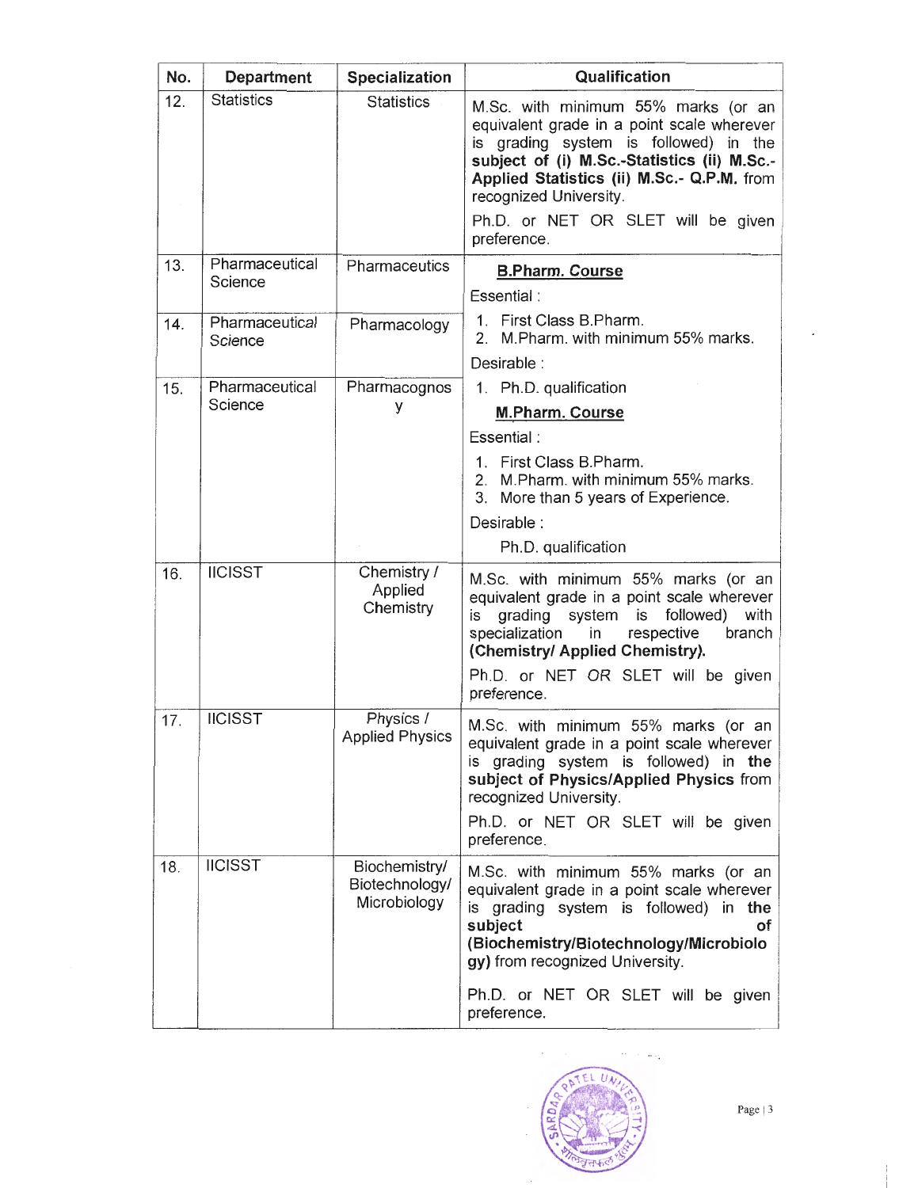| No. | Department | Specialization | Qualification |
|---|---|---|---|
| 12. | Statistics | Statistics | M.Sc. with minimum 55% marks (or an equivalent grade in a point scale wherever is grading system is followed) in the **subject of (i) M.Sc.-Statistics (ii) M.Sc.-Applied Statistics (ii) M.Sc.- Q.P.M.** from recognized University.<br><br>Ph.D. or NET OR SLET will be given preference. |
| 13. | Pharmaceutical Science | Pharmaceutics | **<u>B.Pharm. Course</u>**<br>Essential :<br>1. First Class B.Pharm.<br>2. M.Pharm. with minimum 55% marks.<br>Desirable :<br>1. Ph.D. qualification<br>**<u>M.Pharm. Course</u>**<br>Essential :<br>1. First Class B.Pharm.<br>2. M.Pharm. with minimum 55% marks.<br>3. More than 5 years of Experience.<br>Desirable :<br>Ph.D. qualification |
| 14. | Pharmaceutical Science | Pharmacology | |
| 15. | Pharmaceutical Science | Pharmacognosy | |
| 16. | IICISST | Chemistry / Applied Chemistry | M.Sc. with minimum 55% marks (or an equivalent grade in a point scale wherever is grading system is followed) with specialization in respective branch **(Chemistry/ Applied Chemistry).**<br><br>Ph.D. or NET OR SLET will be given preference. |
| 17. | IICISST | Physics / Applied Physics | M.Sc. with minimum 55% marks (or an equivalent grade in a point scale wherever is grading system is followed) in **the subject of Physics/Applied Physics** from recognized University.<br><br>Ph.D. or NET OR SLET will be given preference. |
| 18. | IICISST | Biochemistry/ Biotechnology/ Microbiology | M.Sc. with minimum 55% marks (or an equivalent grade in a point scale wherever is grading system is followed) in **the subject of (Biochemistry/Biotechnology/Microbiology)** from recognized University.<br><br>Ph.D. or NET OR SLET will be given preference. |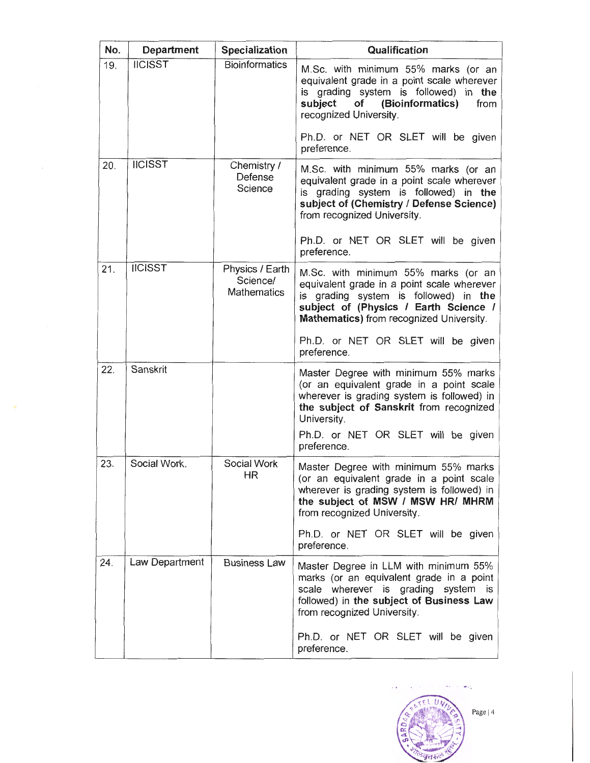| No. | Department | Specialization | Qualification |
|---|---|---|---|
| 19. | IICISST | Bioinformatics | M.Sc. with minimum 55% marks (or an equivalent grade in a point scale wherever is grading system is followed) in **the subject of (Bioinformatics)** from recognized University.<br><br>Ph.D. or NET OR SLET will be given preference. |
| 20. | IICISST | Chemistry / Defense Science | M.Sc. with minimum 55% marks (or an equivalent grade in a point scale wherever is grading system is followed) in **the subject of (Chemistry / Defense Science)** from recognized University.<br><br>Ph.D. or NET OR SLET will be given preference. |
| 21. | IICISST | Physics / Earth Science/ Mathematics | M.Sc. with minimum 55% marks (or an equivalent grade in a point scale wherever is grading system is followed) in **the subject of (Physics / Earth Science / Mathematics)** from recognized University.<br><br>Ph.D. or NET OR SLET will be given preference. |
| 22. | Sanskrit | | Master Degree with minimum 55% marks (or an equivalent grade in a point scale wherever is grading system is followed) in **the subject of Sanskrit** from recognized University.<br><br>Ph.D. or NET OR SLET will be given preference. |
| 23. | Social Work. | Social Work HR | Master Degree with minimum 55% marks (or an equivalent grade in a point scale wherever is grading system is followed) in **the subject of MSW / MSW HR/ MHRM** from recognized University.<br><br>Ph.D. or NET OR SLET will be given preference. |
| 24. | Law Department | Business Law | Master Degree in LLM with minimum 55% marks (or an equivalent grade in a point scale wherever is grading system is followed) in **the subject of Business Law** from recognized University.<br><br>Ph.D. or NET OR SLET will be given preference. |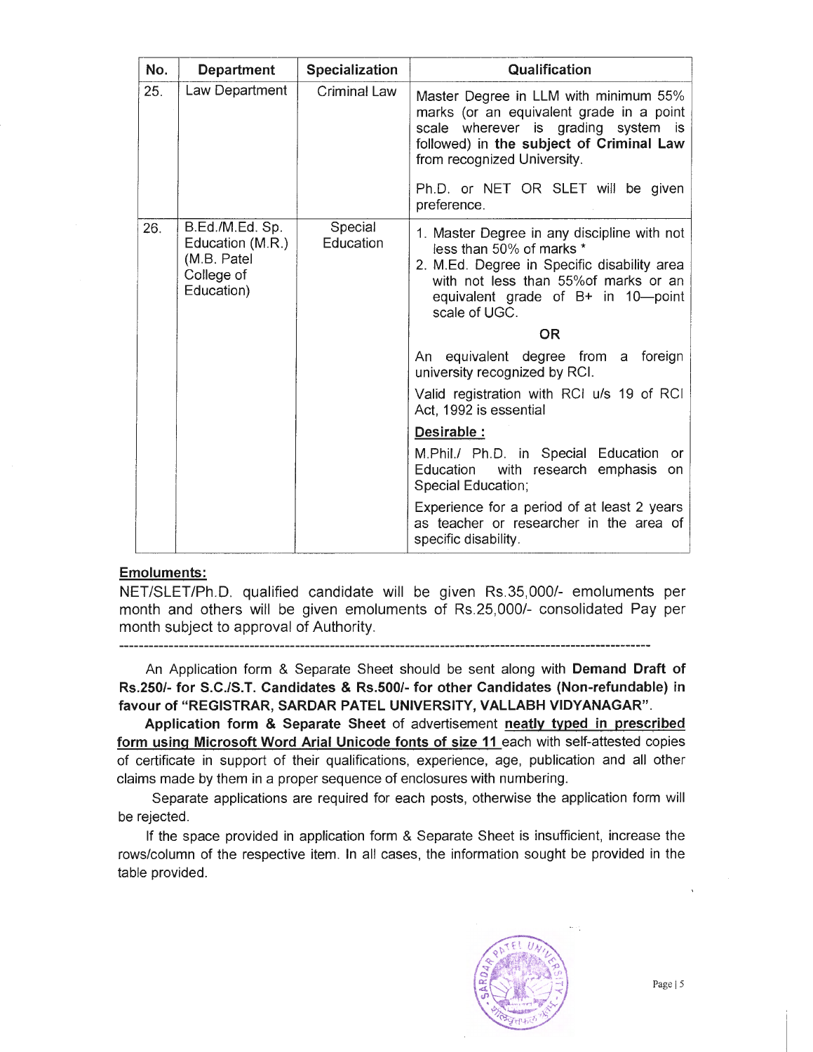| No. | Department | Specialization | Qualification |
|---|---|---|---|
| 25. | Law Department | Criminal Law | Master Degree in LLM with minimum 55% marks (or an equivalent grade in a point scale wherever is grading system is followed) in **the subject of Criminal Law** from recognized University.<br><br>Ph.D. or NET OR SLET will be given preference. |
| 26. | B.Ed./M.Ed. Sp. Education (M.R.) (M.B. Patel College of Education) | Special Education | 1. Master Degree in any discipline with not less than 50% of marks *<br>2. M.Ed. Degree in Specific disability area with not less than 55%of marks or an equivalent grade of B+ in 10—point scale of UGC.<br><br>**OR**<br><br>An equivalent degree from a foreign university recognized by RCI.<br><br>Valid registration with RCI u/s 19 of RCI Act, 1992 is essential<br><br>**Desirable :**<br><br>M.Phil./ Ph.D. in Special Education or Education with research emphasis on Special Education;<br><br>Experience for a period of at least 2 years as teacher or researcher in the area of specific disability. |

**Emoluments:**

NET/SLET/Ph.D. qualified candidate will be given Rs.35,000/- emoluments per month and others will be given emoluments of Rs.25,000/- consolidated Pay per month subject to approval of Authority.

---

An Application form & Separate Sheet should be sent along with **Demand Draft of Rs.250/- for S.C./S.T. Candidates & Rs.500/- for other Candidates (Non-refundable) in favour of "REGISTRAR, SARDAR PATEL UNIVERSITY, VALLABH VIDYANAGAR".**

**Application form & Separate Sheet** of advertisement **neatly typed in prescribed form using Microsoft Word Arial Unicode fonts of size 11** each with self-attested copies of certificate in support of their qualifications, experience, age, publication and all other claims made by them in a proper sequence of enclosures with numbering.

Separate applications are required for each posts, otherwise the application form will be rejected.

If the space provided in application form & Separate Sheet is insufficient, increase the rows/column of the respective item. In all cases, the information sought be provided in the table provided.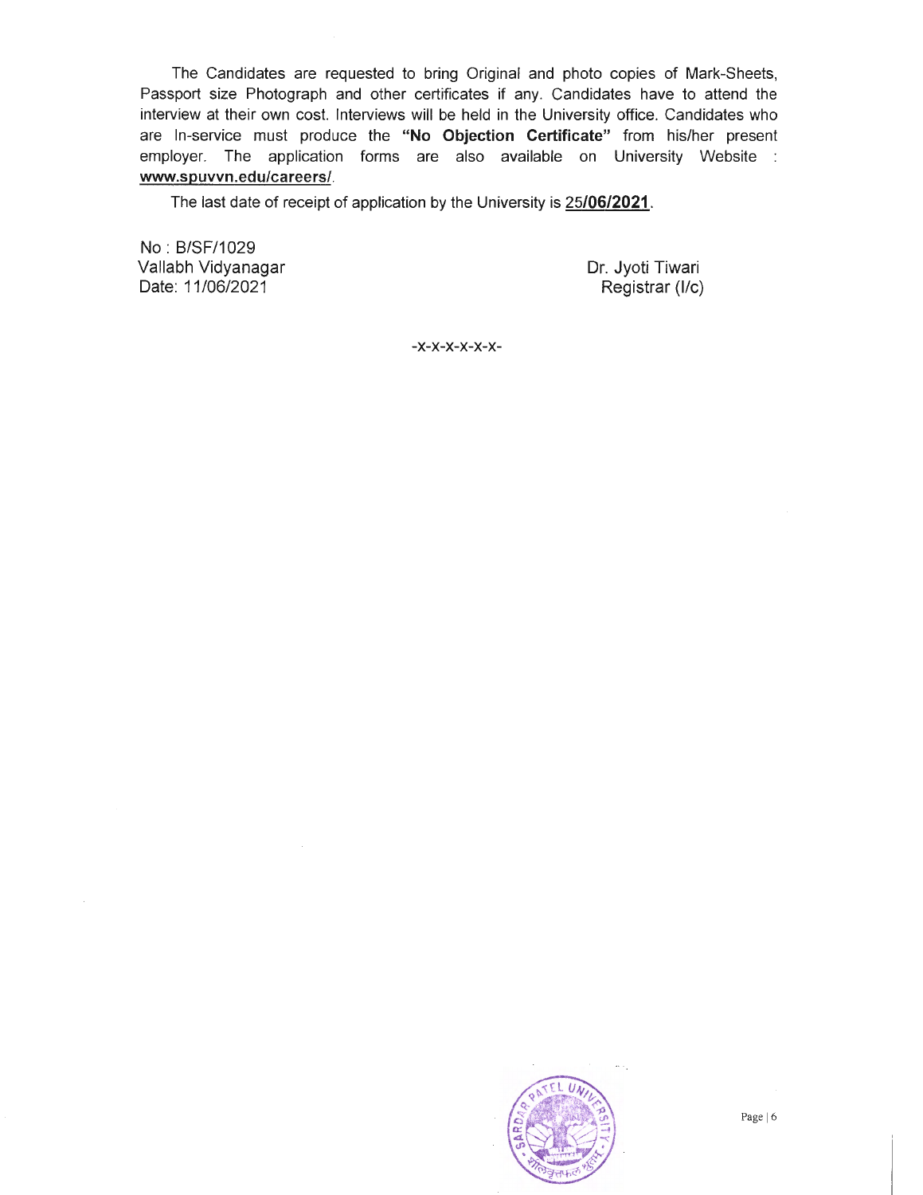The Candidates are requested to bring Original and photo copies of Mark-Sheets, Passport size Photograph and other certificates if any. Candidates have to attend the interview at their own cost. Interviews will be held in the University office. Candidates who are In-service must produce the **"No Objection Certificate"** from his/her present employer. The application forms are also available on University Website : **www.spuvvn.edu/careers/**.

The last date of receipt of application by the University is **25/06/2021**.

No : B/SF/1029
Vallabh Vidyanagar
Date: 11/06/2021

Dr. Jyoti Tiwari
Registrar (I/c)

-x-x-x-x-x-x-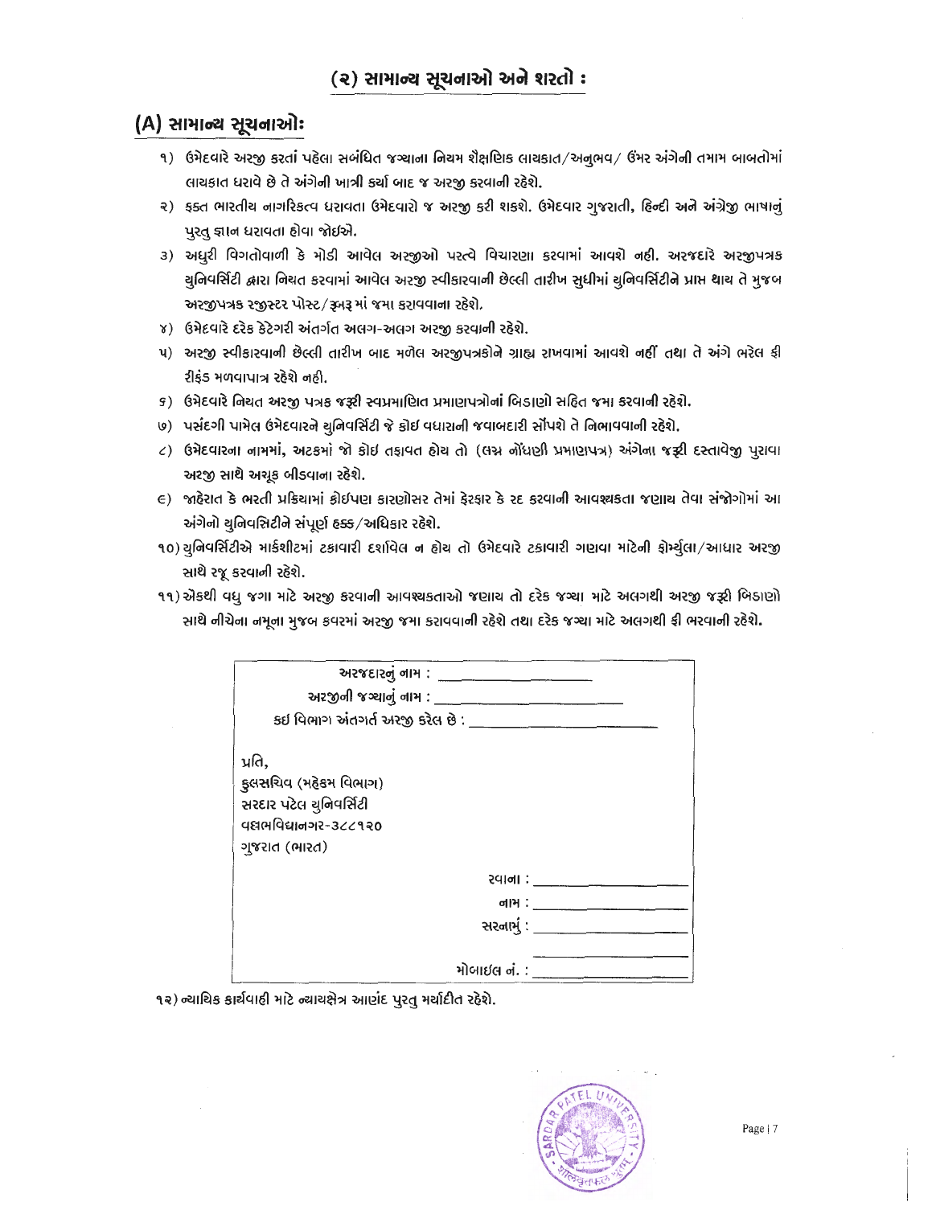## (૨) સામાન્ય સૂચનાઓ અને શરતો :

### (A) સામાન્ય સૂચનાઓ:

૧) ઉમેદવારે અરજી કરતાં પહેલા સબંધિત જગ્યાના નિયમ શૈક્ષણિક લાયકાત/અનુભવ/ ઉંમર અંગેની તમામ બાબતોમાં લાયકાત ધરાવે છે તે અંગેની ખાત્રી કર્યા બાદ જ અરજી કરવાની રહેશે.

૨) ફક્ત ભારતીય નાગરિકત્વ ધરાવતા ઉમેદવારો જ અરજી કરી શકશે. ઉમેદવાર ગુજરાતી, હિન્દી અને અંગ્રેજી ભાષાનું પુરતુ જ્ઞાન ધરાવતા હોવા જોઇએ.

૩) અધુરી વિગતોવાળી કે મોડી આવેલ અરજીઓ પરત્વે વિચારણા કરવામાં આવશે નહી. અરજદારે અરજીપત્રક યુનિવર્સિટી દ્વારા નિયત કરવામાં આવેલ અરજી સ્વીકારવાની છેલ્લી તારીખ સુધીમાં યુનિવર્સિટીને પ્રાપ્ત થાય તે મુજબ અરજીપત્રક રજીસ્ટર પોસ્ટ/રૂબરૂ માં જમા કરાવવાના રહેશે.

૪) ઉમેદવારે દરેક કેટેગરી અંતર્ગત અલગ-અલગ અરજી કરવાની રહેશે.

૫) અરજી સ્વીકારવાની છેલ્લી તારીખ બાદ મળેલ અરજીપત્રકોને ગ્રાહ્ય રાખવામાં આવશે નહીં તથા તે અંગે ભરેલ ફી રીફંડ મળવાપાત્ર રહેશે નહી.

૬) ઉમેદવારે નિયત અરજી પત્રક જરૂરી સ્વપ્રમાણિત પ્રમાણપત્રોનાં બિડાણો સહિત જમા કરવાની રહેશે.

૭) પસંદગી પામેલ ઉમેદવારને યુનિવર્સિટી જે કોઇ વધારાની જવાબદારી સોંપશે તે નિભાવવાની રહેશે.

૮) ઉમેદવારના નામમાં, અટકમાં જો કોઇ તફાવત હોય તો (લગ્ન નોંધણી પ્રમાણપત્ર) અંગેના જરૂરી દસ્તાવેજી પુરાવા અરજી સાથે અચૂક બીડવાના રહેશે.

૯) જાહેરાત કે ભરતી પ્રક્રિયામાં કોઈપણ કારણોસર તેમાં ફેરફાર કે રદ કરવાની આવશ્યકતા જણાય તેવા સંજોગોમાં આ અંગેનો યુનિવર્સિટીને સંપૂર્ણ હક્ક/અધિકાર રહેશે.

૧૦) યુનિવર્સિટીએ માર્કશીટમાં ટકાવારી દર્શાવેલ ન હોય તો ઉમેદવારે ટકાવારી ગણવા માટેની ફોર્મ્યુલા/આધાર અરજી સાથે રજૂ કરવાની રહેશે.

૧૧) એકથી વધુ જગા માટે અરજી કરવાની આવશ્યકતાઓ જણાય તો દરેક જગ્યા માટે અલગથી અરજી જરૂરી બિડાણો સાથે નીચેના નમૂના મુજબ કવરમાં અરજી જમા કરાવવાની રહેશે તથા દરેક જગ્યા માટે અલગથી ફી ભરવાની રહેશે.

> અરજદારનું નામ : ____________________
>
> અરજીની જગ્યાનું નામ : ____________________
>
> કઇ વિભાગ અંતગર્ત અરજી કરેલ છે : ____________________
>
> પ્રતિ,
> કુલસચિવ (મહેકમ વિભાગ)
> સરદાર પટેલ યુનિવર્સિટી
> વલ્લભવિદ્યાનગર-૩૮૮૧૨૦
> ગુજરાત (ભારત)
>
> રવાના : ____________________
>
> નામ : ____________________
>
> સરનામું : ____________________
>
> ____________________
>
> મોબાઇલ નં. : ____________________

૧૨) ન્યાયિક કાર્યવાહી માટે ન્યાયક્ષેત્ર આણંદ પુરતુ મર્યાદીત રહેશે.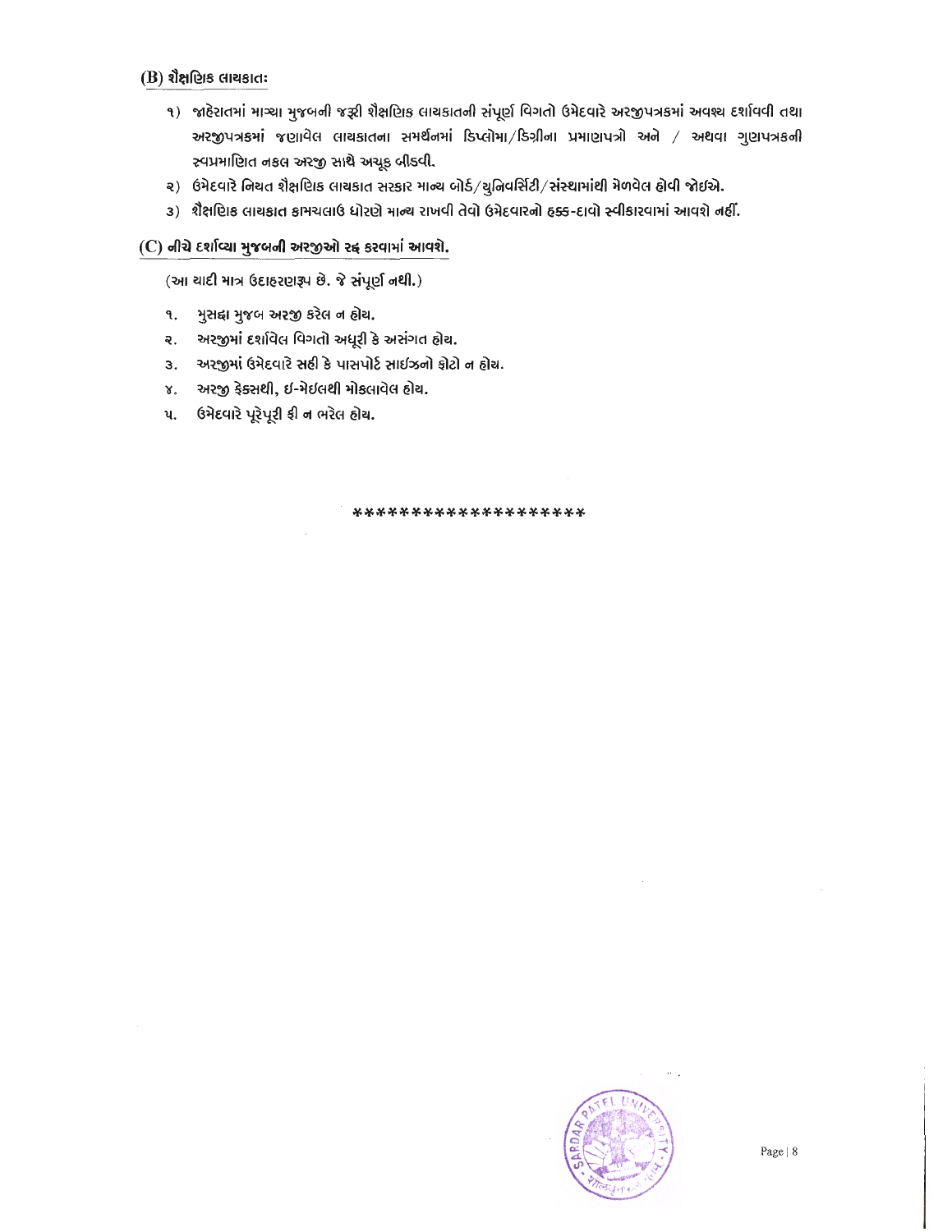### (B) શૈક્ષણિક લાયકાતઃ

૧) જાહેરાતમાં માગ્યા મુજબની જરૂરી શૈક્ષણિક લાયકાતની સંપૂર્ણ વિગતો ઉમેદવારે અરજીપત્રકમાં અવશ્ય દર્શાવવી તથા અરજીપત્રકમાં જણાવેલ લાયકાતના સમર્થનમાં ડિપ્લોમા/ડિગ્રીના પ્રમાણપત્રો અને / અથવા ગુણપત્રકની સ્વપ્રમાણિત નકલ અરજી સાથે અચૂક બીડવી.

૨) ઉમેદવારે નિયત શૈક્ષણિક લાયકાત સરકાર માન્ય બોર્ડ/યુનિવર્સિટી/સંસ્થામાંથી મેળવેલ હોવી જોઈએ.

૩) શૈક્ષણિક લાયકાત કામચલાઉ ધોરણે માન્ય રાખવી તેવો ઉમેદવારનો હક્ક-દાવો સ્વીકારવામાં આવશે નહીં.

### (C) નીચે દર્શાવ્યા મુજબની અરજીઓ રદ્દ કરવામાં આવશે.

(આ યાદી માત્ર ઉદાહરણરૂપ છે. જે સંપૂર્ણ નથી.)

૧. મુસદ્દા મુજબ અરજી કરેલ ન હોય.

૨. અરજીમાં દર્શાવેલ વિગતો અધૂરી કે અસંગત હોય.

૩. અરજીમાં ઉમેદવારે સહી કે પાસપોર્ટ સાઈઝનો ફોટો ન હોય.

૪. અરજી ફેક્સથી, ઈ-મેઈલથી મોકલાવેલ હોય.

૫. ઉમેદવારે પૂરેપૂરી ફી ન ભરેલ હોય.

******************